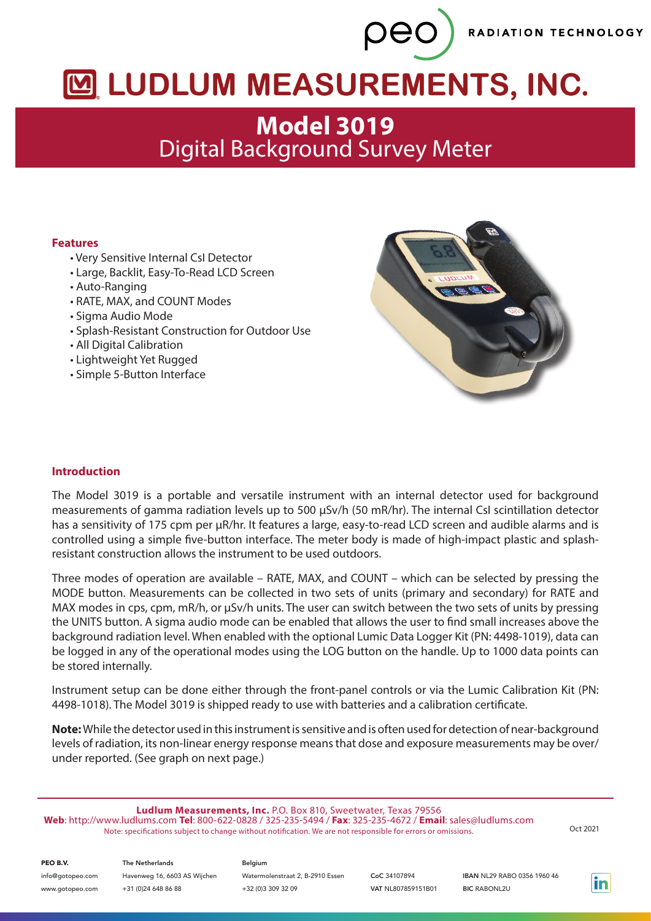# LUDLUM MEASUREMENTS, INC.

## Model 3019
Digital Background Survey Meter

### Features

- Very Sensitive Internal CsI Detector
- Large, Backlit, Easy-To-Read LCD Screen
- Auto-Ranging
- RATE, MAX, and COUNT Modes
- Sigma Audio Mode
- Splash-Resistant Construction for Outdoor Use
- All Digital Calibration
- Lightweight Yet Rugged
- Simple 5-Button Interface

### Introduction

The Model 3019 is a portable and versatile instrument with an internal detector used for background measurements of gamma radiation levels up to 500 µSv/h (50 mR/hr). The internal CsI scintillation detector has a sensitivity of 175 cpm per µR/hr. It features a large, easy-to-read LCD screen and audible alarms and is controlled using a simple five-button interface. The meter body is made of high-impact plastic and splash-resistant construction allows the instrument to be used outdoors.

Three modes of operation are available – RATE, MAX, and COUNT – which can be selected by pressing the MODE button. Measurements can be collected in two sets of units (primary and secondary) for RATE and MAX modes in cps, cpm, mR/h, or µSv/h units. The user can switch between the two sets of units by pressing the UNITS button. A sigma audio mode can be enabled that allows the user to find small increases above the background radiation level. When enabled with the optional Lumic Data Logger Kit (PN: 4498-1019), data can be logged in any of the operational modes using the LOG button on the handle. Up to 1000 data points can be stored internally.

Instrument setup can be done either through the front-panel controls or via the Lumic Calibration Kit (PN: 4498-1018). The Model 3019 is shipped ready to use with batteries and a calibration certificate.

**Note:** While the detector used in this instrument is sensitive and is often used for detection of near-background levels of radiation, its non-linear energy response means that dose and exposure measurements may be over/under reported. (See graph on next page.)

**Ludlum Measurements, Inc.** P.O. Box 810, Sweetwater, Texas 79556
**Web**: http://www.ludlums.com **Tel**: 800-622-0828 / 325-235-5494 / **Fax**: 325-235-4672 / **Email**: sales@ludlums.com
Note: specifications subject to change without notification. We are not responsible for errors or omissions.

Oct 2021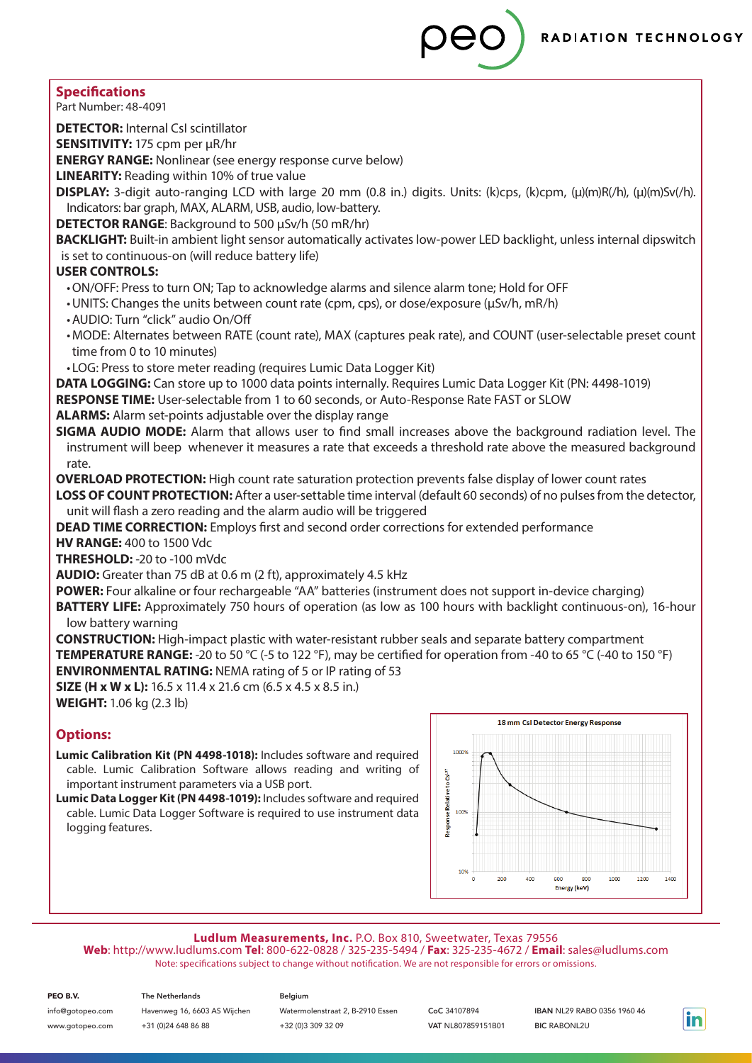## Specifications

Part Number: 48-4091

**DETECTOR:** Internal CsI scintillator

**SENSITIVITY:** 175 cpm per μR/hr

**ENERGY RANGE:** Nonlinear (see energy response curve below)

**LINEARITY:** Reading within 10% of true value

**DISPLAY:** 3-digit auto-ranging LCD with large 20 mm (0.8 in.) digits. Units: (k)cps, (k)cpm, (μ)(m)R(/h), (μ)(m)Sv(/h). Indicators: bar graph, MAX, ALARM, USB, audio, low-battery.

**DETECTOR RANGE**: Background to 500 μSv/h (50 mR/hr)

**BACKLIGHT:** Built-in ambient light sensor automatically activates low-power LED backlight, unless internal dipswitch is set to continuous-on (will reduce battery life)

**USER CONTROLS:**

- ON/OFF: Press to turn ON; Tap to acknowledge alarms and silence alarm tone; Hold for OFF
- UNITS: Changes the units between count rate (cpm, cps), or dose/exposure (μSv/h, mR/h)
- AUDIO: Turn "click" audio On/Off
- MODE: Alternates between RATE (count rate), MAX (captures peak rate), and COUNT (user-selectable preset count time from 0 to 10 minutes)
- LOG: Press to store meter reading (requires Lumic Data Logger Kit)

**DATA LOGGING:** Can store up to 1000 data points internally. Requires Lumic Data Logger Kit (PN: 4498-1019)

**RESPONSE TIME:** User-selectable from 1 to 60 seconds, or Auto-Response Rate FAST or SLOW

**ALARMS:** Alarm set-points adjustable over the display range

**SIGMA AUDIO MODE:** Alarm that allows user to find small increases above the background radiation level. The instrument will beep whenever it measures a rate that exceeds a threshold rate above the measured background rate.

**OVERLOAD PROTECTION:** High count rate saturation protection prevents false display of lower count rates

**LOSS OF COUNT PROTECTION:** After a user-settable time interval (default 60 seconds) of no pulses from the detector, unit will flash a zero reading and the alarm audio will be triggered

**DEAD TIME CORRECTION:** Employs first and second order corrections for extended performance

**HV RANGE:** 400 to 1500 Vdc

**THRESHOLD:** -20 to -100 mVdc

**AUDIO:** Greater than 75 dB at 0.6 m (2 ft), approximately 4.5 kHz

**POWER:** Four alkaline or four rechargeable "AA" batteries (instrument does not support in-device charging)

**BATTERY LIFE:** Approximately 750 hours of operation (as low as 100 hours with backlight continuous-on), 16-hour low battery warning

**CONSTRUCTION:** High-impact plastic with water-resistant rubber seals and separate battery compartment

**TEMPERATURE RANGE:** -20 to 50 °C (-5 to 122 °F), may be certified for operation from -40 to 65 °C (-40 to 150 °F)

**ENVIRONMENTAL RATING:** NEMA rating of 5 or IP rating of 53

**SIZE (H x W x L):** 16.5 x 11.4 x 21.6 cm (6.5 x 4.5 x 8.5 in.)

**WEIGHT:** 1.06 kg (2.3 lb)

## Options:

**Lumic Calibration Kit (PN 4498-1018):** Includes software and required cable. Lumic Calibration Software allows reading and writing of important instrument parameters via a USB port.

**Lumic Data Logger Kit (PN 4498-1019):** Includes software and required cable. Lumic Data Logger Software is required to use instrument data logging features.

18 mm CsI Detector Energy Response

Response Relative to Cs137

1000%

100%

10%

0 200 400 600 800 1000 1200 1400

Energy (keV)

**Ludlum Measurements, Inc.** P.O. Box 810, Sweetwater, Texas 79556

**Web**: http://www.ludlums.com **Tel**: 800-622-0828 / 325-235-5494 / **Fax**: 325-235-4672 / **Email**: sales@ludlums.com

Note: specifications subject to change without notification. We are not responsible for errors or omissions.

**PEO B.V.** info@gotopeo.com www.gotopeo.com

The Netherlands Havenweg 16, 6603 AS Wijchen +31 (0)24 648 86 88

Belgium Watermolenstraat 2, B-2910 Essen +32 (0)3 309 32 09

**CoC** 34107894 **VAT** NL807859151B01

**IBAN** NL29 RABO 0356 1960 46 **BIC** RABONL2U